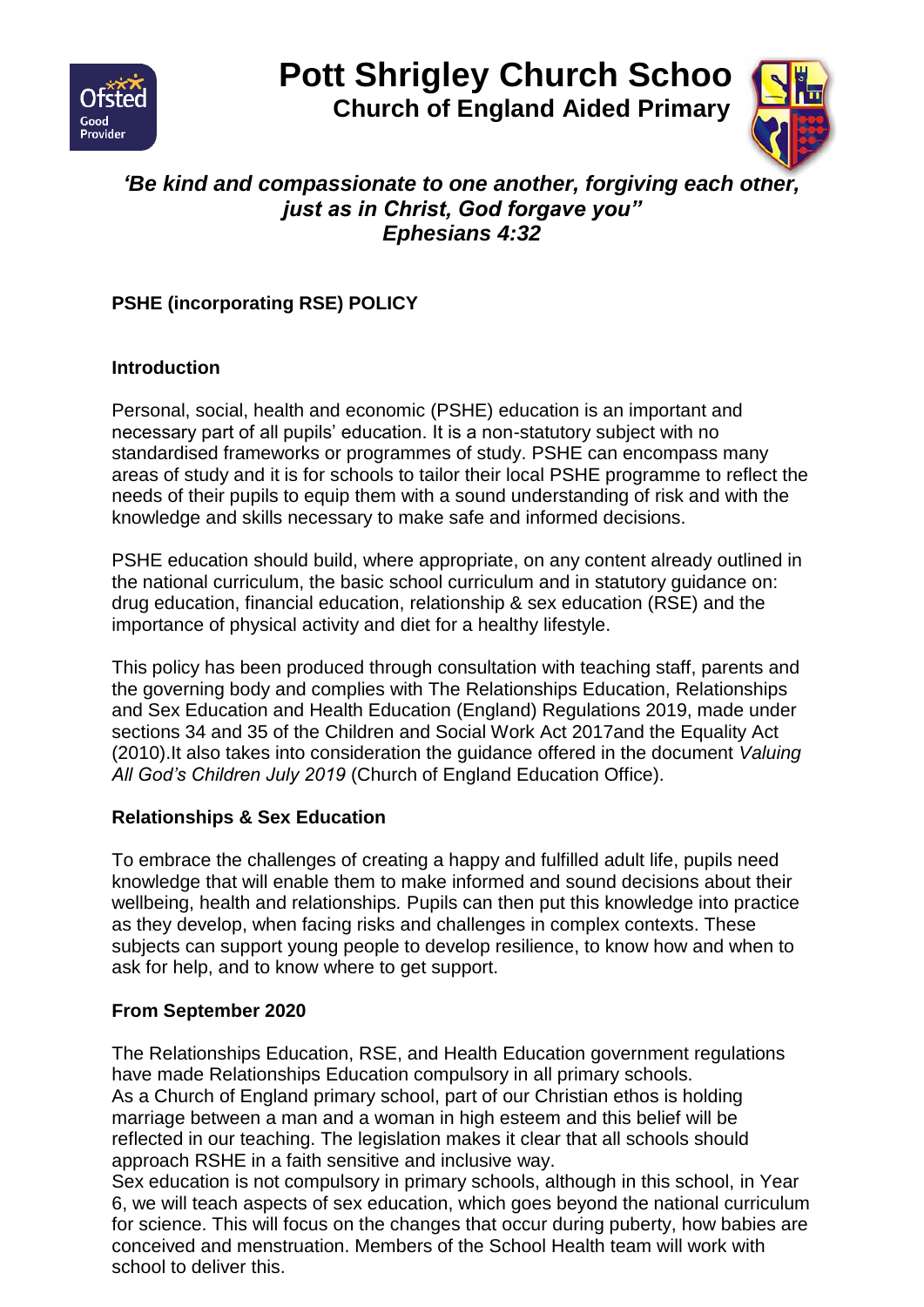# Pott Shrigley Church Schoo

## Church of England Aided Primary

***'Be kind and compassionate to one another, forgiving each other, just as in Christ, God forgave you"***
***Ephesians 4:32***

**PSHE (incorporating RSE) POLICY**

**Introduction**

Personal, social, health and economic (PSHE) education is an important and necessary part of all pupils' education. It is a non-statutory subject with no standardised frameworks or programmes of study. PSHE can encompass many areas of study and it is for schools to tailor their local PSHE programme to reflect the needs of their pupils to equip them with a sound understanding of risk and with the knowledge and skills necessary to make safe and informed decisions.

PSHE education should build, where appropriate, on any content already outlined in the national curriculum, the basic school curriculum and in statutory guidance on: drug education, financial education, relationship & sex education (RSE) and the importance of physical activity and diet for a healthy lifestyle.

This policy has been produced through consultation with teaching staff, parents and the governing body and complies with The Relationships Education, Relationships and Sex Education and Health Education (England) Regulations 2019, made under sections 34 and 35 of the Children and Social Work Act 2017and the Equality Act (2010).It also takes into consideration the guidance offered in the document *Valuing All God's Children July 2019* (Church of England Education Office).

**Relationships & Sex Education**

To embrace the challenges of creating a happy and fulfilled adult life, pupils need knowledge that will enable them to make informed and sound decisions about their wellbeing, health and relationships. Pupils can then put this knowledge into practice as they develop, when facing risks and challenges in complex contexts. These subjects can support young people to develop resilience, to know how and when to ask for help, and to know where to get support.

**From September 2020**

The Relationships Education, RSE, and Health Education government regulations have made Relationships Education compulsory in all primary schools.
As a Church of England primary school, part of our Christian ethos is holding marriage between a man and a woman in high esteem and this belief will be reflected in our teaching. The legislation makes it clear that all schools should approach RSHE in a faith sensitive and inclusive way.
Sex education is not compulsory in primary schools, although in this school, in Year 6, we will teach aspects of sex education, which goes beyond the national curriculum for science. This will focus on the changes that occur during puberty, how babies are conceived and menstruation. Members of the School Health team will work with school to deliver this.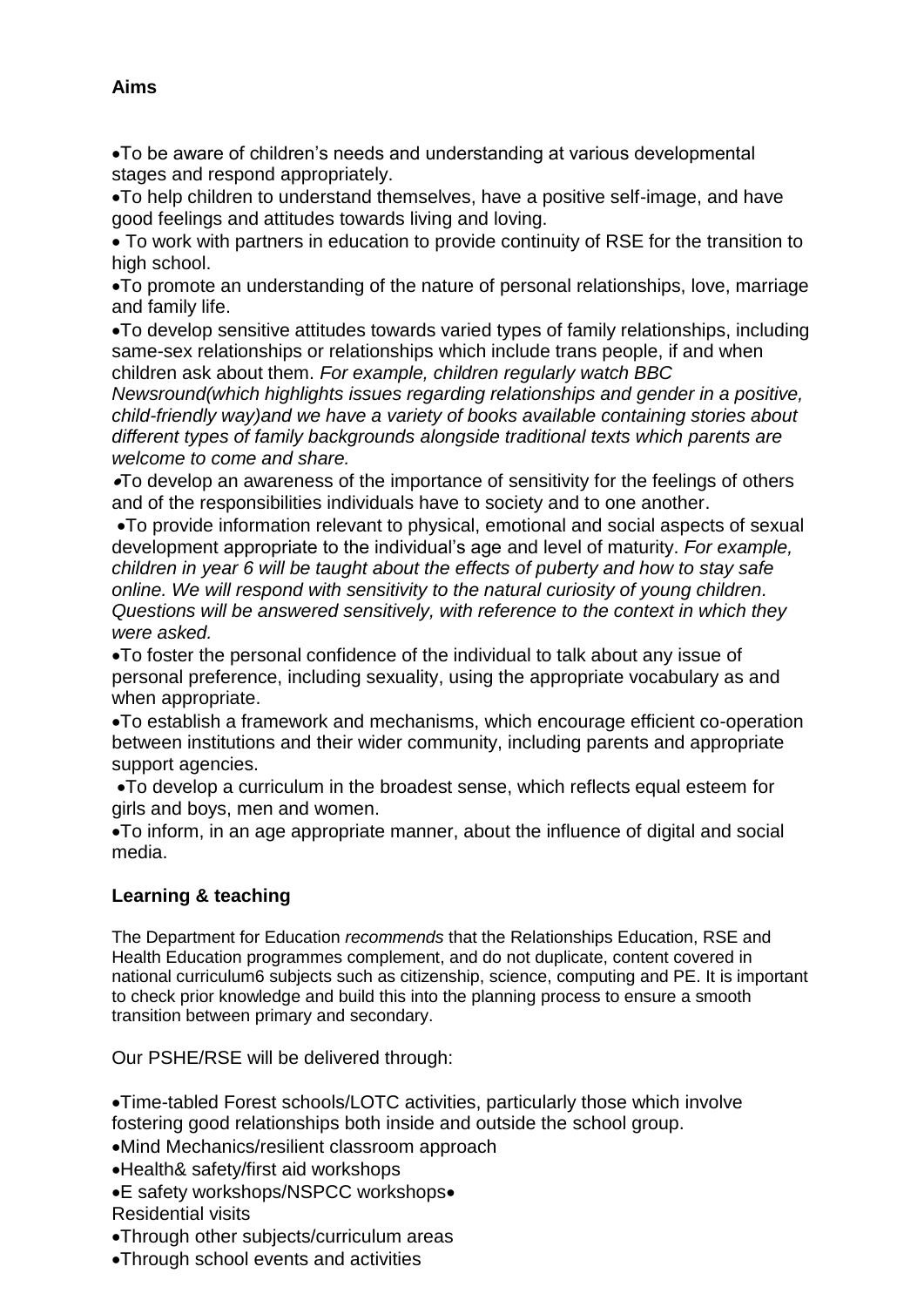**Aims**

- To be aware of children's needs and understanding at various developmental stages and respond appropriately.
- To help children to understand themselves, have a positive self-image, and have good feelings and attitudes towards living and loving.
- To work with partners in education to provide continuity of RSE for the transition to high school.
- To promote an understanding of the nature of personal relationships, love, marriage and family life.
- To develop sensitive attitudes towards varied types of family relationships, including same-sex relationships or relationships which include trans people, if and when children ask about them. *For example, children regularly watch BBC Newsround(which highlights issues regarding relationships and gender in a positive, child-friendly way)and we have a variety of books available containing stories about different types of family backgrounds alongside traditional texts which parents are welcome to come and share.*
- To develop an awareness of the importance of sensitivity for the feelings of others and of the responsibilities individuals have to society and to one another.
- To provide information relevant to physical, emotional and social aspects of sexual development appropriate to the individual's age and level of maturity. *For example, children in year 6 will be taught about the effects of puberty and how to stay safe online. We will respond with sensitivity to the natural curiosity of young children. Questions will be answered sensitively, with reference to the context in which they were asked.*
- To foster the personal confidence of the individual to talk about any issue of personal preference, including sexuality, using the appropriate vocabulary as and when appropriate.
- To establish a framework and mechanisms, which encourage efficient co-operation between institutions and their wider community, including parents and appropriate support agencies.
- To develop a curriculum in the broadest sense, which reflects equal esteem for girls and boys, men and women.
- To inform, in an age appropriate manner, about the influence of digital and social media.

**Learning & teaching**

The Department for Education *recommends* that the Relationships Education, RSE and Health Education programmes complement, and do not duplicate, content covered in national curriculum6 subjects such as citizenship, science, computing and PE. It is important to check prior knowledge and build this into the planning process to ensure a smooth transition between primary and secondary.

Our PSHE/RSE will be delivered through:

- Time-tabled Forest schools/LOTC activities, particularly those which involve fostering good relationships both inside and outside the school group.
- Mind Mechanics/resilient classroom approach
- Health& safety/first aid workshops
- E safety workshops/NSPCC workshops
- Residential visits
- Through other subjects/curriculum areas
- Through school events and activities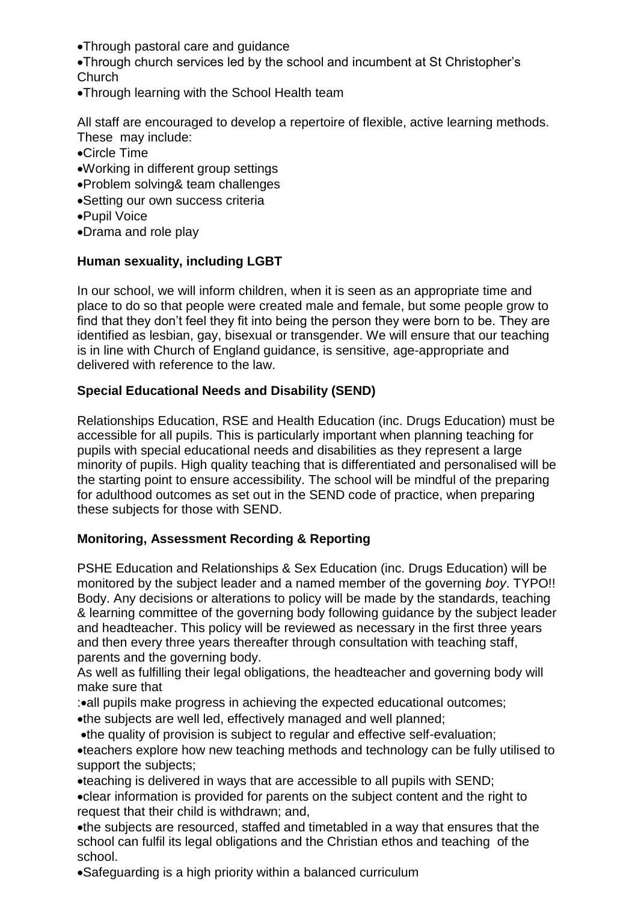- Through pastoral care and guidance
- Through church services led by the school and incumbent at St Christopher's Church
- Through learning with the School Health team

All staff are encouraged to develop a repertoire of flexible, active learning methods. These may include:

- Circle Time
- Working in different group settings
- Problem solving& team challenges
- Setting our own success criteria
- Pupil Voice
- Drama and role play

**Human sexuality, including LGBT**

In our school, we will inform children, when it is seen as an appropriate time and place to do so that people were created male and female, but some people grow to find that they don't feel they fit into being the person they were born to be. They are identified as lesbian, gay, bisexual or transgender. We will ensure that our teaching is in line with Church of England guidance, is sensitive, age-appropriate and delivered with reference to the law.

**Special Educational Needs and Disability (SEND)**

Relationships Education, RSE and Health Education (inc. Drugs Education) must be accessible for all pupils. This is particularly important when planning teaching for pupils with special educational needs and disabilities as they represent a large minority of pupils. High quality teaching that is differentiated and personalised will be the starting point to ensure accessibility. The school will be mindful of the preparing for adulthood outcomes as set out in the SEND code of practice, when preparing these subjects for those with SEND.

**Monitoring, Assessment Recording & Reporting**

PSHE Education and Relationships & Sex Education (inc. Drugs Education) will be monitored by the subject leader and a named member of the governing *boy*. TYPO!! Body. Any decisions or alterations to policy will be made by the standards, teaching & learning committee of the governing body following guidance by the subject leader and headteacher. This policy will be reviewed as necessary in the first three years and then every three years thereafter through consultation with teaching staff, parents and the governing body.

As well as fulfilling their legal obligations, the headteacher and governing body will make sure that

:

- all pupils make progress in achieving the expected educational outcomes;
- the subjects are well led, effectively managed and well planned;
- the quality of provision is subject to regular and effective self-evaluation;
- teachers explore how new teaching methods and technology can be fully utilised to support the subjects;
- teaching is delivered in ways that are accessible to all pupils with SEND;
- clear information is provided for parents on the subject content and the right to request that their child is withdrawn; and,
- the subjects are resourced, staffed and timetabled in a way that ensures that the school can fulfil its legal obligations and the Christian ethos and teaching of the school.
- Safeguarding is a high priority within a balanced curriculum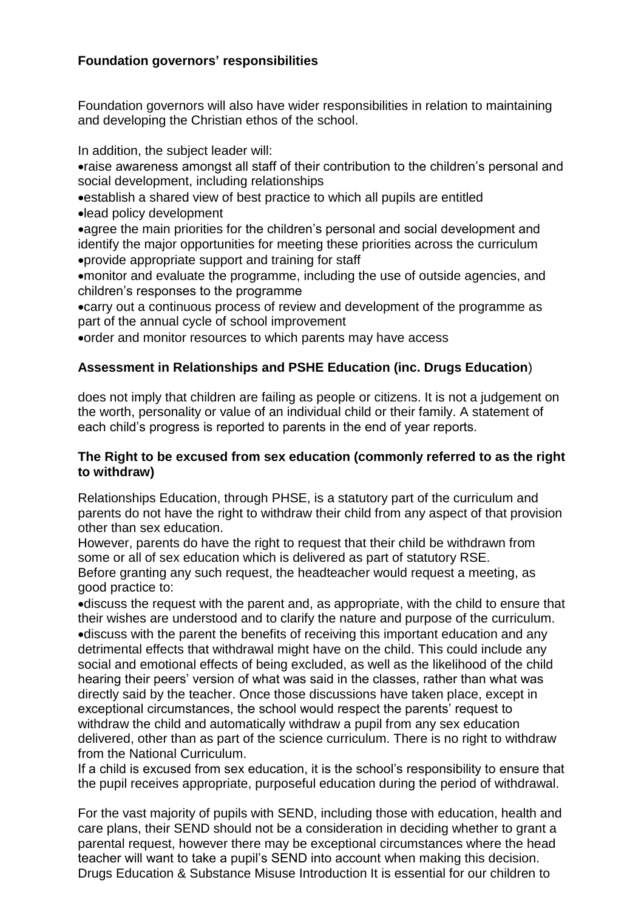**Foundation governors' responsibilities**

Foundation governors will also have wider responsibilities in relation to maintaining and developing the Christian ethos of the school.

In addition, the subject leader will:

- raise awareness amongst all staff of their contribution to the children's personal and social development, including relationships
- establish a shared view of best practice to which all pupils are entitled
- lead policy development
- agree the main priorities for the children's personal and social development and identify the major opportunities for meeting these priorities across the curriculum
- provide appropriate support and training for staff
- monitor and evaluate the programme, including the use of outside agencies, and children's responses to the programme
- carry out a continuous process of review and development of the programme as part of the annual cycle of school improvement
- order and monitor resources to which parents may have access

**Assessment in Relationships and PSHE Education (inc. Drugs Education**)

does not imply that children are failing as people or citizens. It is not a judgement on the worth, personality or value of an individual child or their family. A statement of each child's progress is reported to parents in the end of year reports.

**The Right to be excused from sex education (commonly referred to as the right to withdraw)**

Relationships Education, through PHSE, is a statutory part of the curriculum and parents do not have the right to withdraw their child from any aspect of that provision other than sex education.
However, parents do have the right to request that their child be withdrawn from some or all of sex education which is delivered as part of statutory RSE.
Before granting any such request, the headteacher would request a meeting, as good practice to:

- discuss the request with the parent and, as appropriate, with the child to ensure that their wishes are understood and to clarify the nature and purpose of the curriculum.
- discuss with the parent the benefits of receiving this important education and any detrimental effects that withdrawal might have on the child. This could include any social and emotional effects of being excluded, as well as the likelihood of the child hearing their peers' version of what was said in the classes, rather than what was directly said by the teacher. Once those discussions have taken place, except in exceptional circumstances, the school would respect the parents' request to withdraw the child and automatically withdraw a pupil from any sex education delivered, other than as part of the science curriculum. There is no right to withdraw from the National Curriculum.

If a child is excused from sex education, it is the school's responsibility to ensure that the pupil receives appropriate, purposeful education during the period of withdrawal.

For the vast majority of pupils with SEND, including those with education, health and care plans, their SEND should not be a consideration in deciding whether to grant a parental request, however there may be exceptional circumstances where the head teacher will want to take a pupil's SEND into account when making this decision.
Drugs Education & Substance Misuse Introduction It is essential for our children to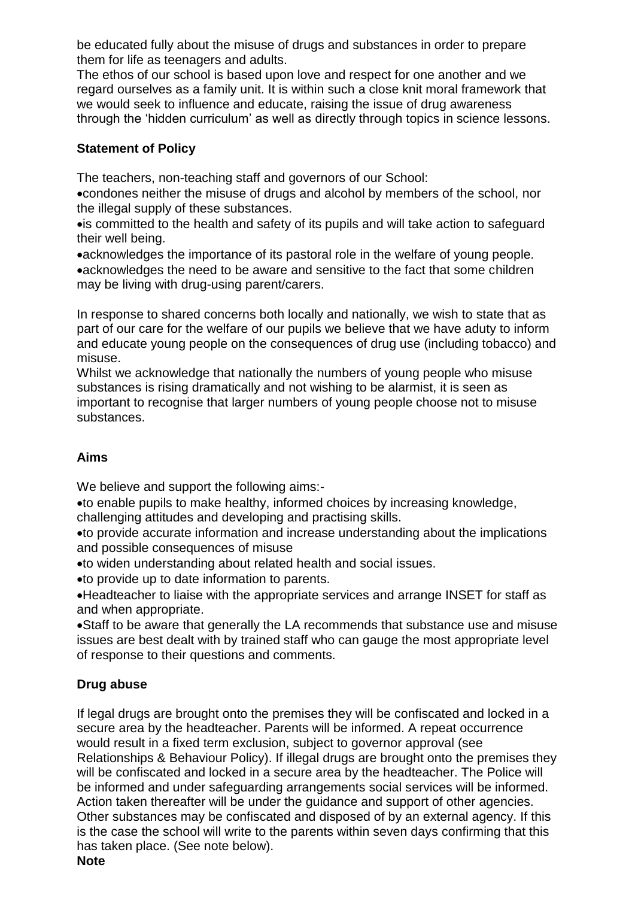be educated fully about the misuse of drugs and substances in order to prepare them for life as teenagers and adults.

The ethos of our school is based upon love and respect for one another and we regard ourselves as a family unit. It is within such a close knit moral framework that we would seek to influence and educate, raising the issue of drug awareness through the 'hidden curriculum' as well as directly through topics in science lessons.

**Statement of Policy**

The teachers, non-teaching staff and governors of our School:

- condones neither the misuse of drugs and alcohol by members of the school, nor the illegal supply of these substances.
- is committed to the health and safety of its pupils and will take action to safeguard their well being.
- acknowledges the importance of its pastoral role in the welfare of young people.
- acknowledges the need to be aware and sensitive to the fact that some children may be living with drug-using parent/carers.

In response to shared concerns both locally and nationally, we wish to state that as part of our care for the welfare of our pupils we believe that we have aduty to inform and educate young people on the consequences of drug use (including tobacco) and misuse.

Whilst we acknowledge that nationally the numbers of young people who misuse substances is rising dramatically and not wishing to be alarmist, it is seen as important to recognise that larger numbers of young people choose not to misuse substances.

**Aims**

We believe and support the following aims:-

- to enable pupils to make healthy, informed choices by increasing knowledge, challenging attitudes and developing and practising skills.
- to provide accurate information and increase understanding about the implications and possible consequences of misuse
- to widen understanding about related health and social issues.
- to provide up to date information to parents.
- Headteacher to liaise with the appropriate services and arrange INSET for staff as and when appropriate.
- Staff to be aware that generally the LA recommends that substance use and misuse issues are best dealt with by trained staff who can gauge the most appropriate level of response to their questions and comments.

**Drug abuse**

If legal drugs are brought onto the premises they will be confiscated and locked in a secure area by the headteacher. Parents will be informed. A repeat occurrence would result in a fixed term exclusion, subject to governor approval (see Relationships & Behaviour Policy). If illegal drugs are brought onto the premises they will be confiscated and locked in a secure area by the headteacher. The Police will be informed and under safeguarding arrangements social services will be informed. Action taken thereafter will be under the guidance and support of other agencies. Other substances may be confiscated and disposed of by an external agency. If this is the case the school will write to the parents within seven days confirming that this has taken place. (See note below).

**Note**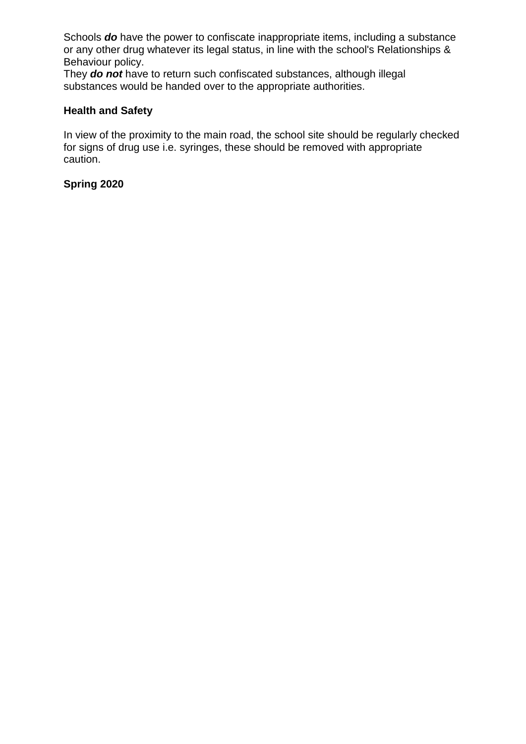Schools ***do*** have the power to confiscate inappropriate items, including a substance or any other drug whatever its legal status, in line with the school's Relationships & Behaviour policy.
They ***do not*** have to return such confiscated substances, although illegal substances would be handed over to the appropriate authorities.

**Health and Safety**

In view of the proximity to the main road, the school site should be regularly checked for signs of drug use i.e. syringes, these should be removed with appropriate caution.

**Spring 2020**